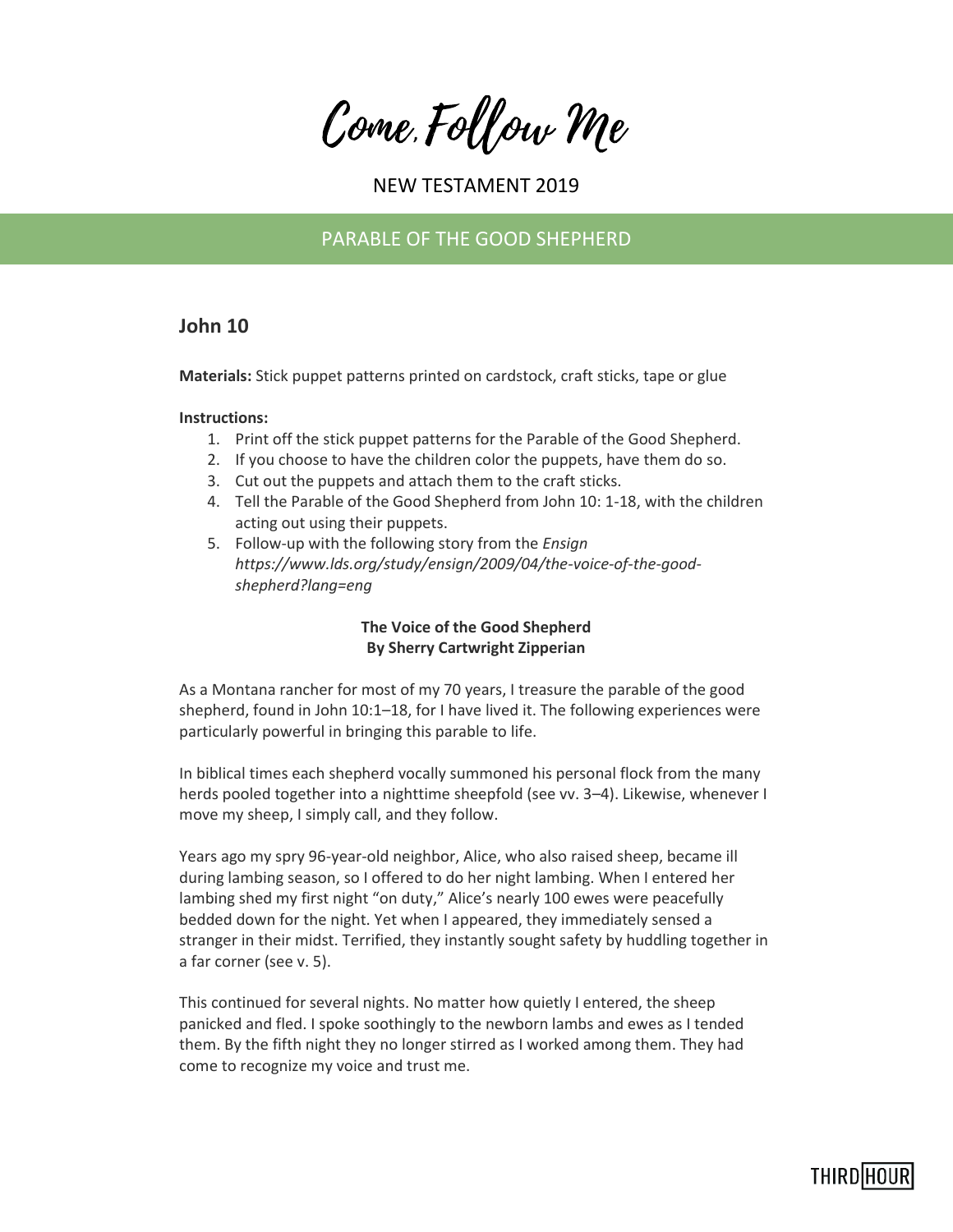# Come, Follow Me

NEW TESTAMENT 2019

## PARABLE OF THE GOOD SHEPHERD

### John 10

**Materials:** Stick puppet patterns printed on cardstock, craft sticks, tape or glue

**Instructions:**

1. Print off the stick puppet patterns for the Parable of the Good Shepherd.
2. If you choose to have the children color the puppets, have them do so.
3. Cut out the puppets and attach them to the craft sticks.
4. Tell the Parable of the Good Shepherd from John 10: 1-18, with the children acting out using their puppets.
5. Follow-up with the following story from the *Ensign* *https://www.lds.org/study/ensign/2009/04/the-voice-of-the-good-shepherd?lang=eng*

**The Voice of the Good Shepherd**
**By Sherry Cartwright Zipperian**

As a Montana rancher for most of my 70 years, I treasure the parable of the good shepherd, found in John 10:1–18, for I have lived it. The following experiences were particularly powerful in bringing this parable to life.

In biblical times each shepherd vocally summoned his personal flock from the many herds pooled together into a nighttime sheepfold (see vv. 3–4). Likewise, whenever I move my sheep, I simply call, and they follow.

Years ago my spry 96-year-old neighbor, Alice, who also raised sheep, became ill during lambing season, so I offered to do her night lambing. When I entered her lambing shed my first night "on duty," Alice's nearly 100 ewes were peacefully bedded down for the night. Yet when I appeared, they immediately sensed a stranger in their midst. Terrified, they instantly sought safety by huddling together in a far corner (see v. 5).

This continued for several nights. No matter how quietly I entered, the sheep panicked and fled. I spoke soothingly to the newborn lambs and ewes as I tended them. By the fifth night they no longer stirred as I worked among them. They had come to recognize my voice and trust me.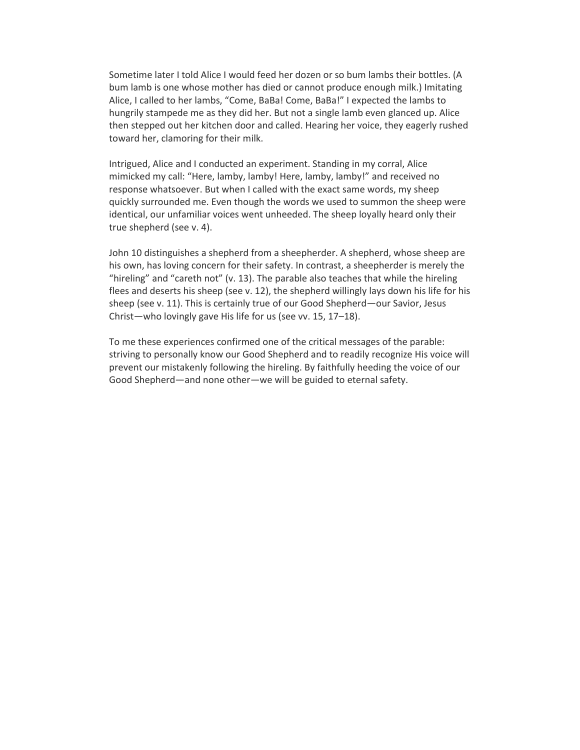Sometime later I told Alice I would feed her dozen or so bum lambs their bottles. (A bum lamb is one whose mother has died or cannot produce enough milk.) Imitating Alice, I called to her lambs, “Come, BaBa! Come, BaBa!” I expected the lambs to hungrily stampede me as they did her. But not a single lamb even glanced up. Alice then stepped out her kitchen door and called. Hearing her voice, they eagerly rushed toward her, clamoring for their milk.

Intrigued, Alice and I conducted an experiment. Standing in my corral, Alice mimicked my call: “Here, lamby, lamby! Here, lamby, lamby!” and received no response whatsoever. But when I called with the exact same words, my sheep quickly surrounded me. Even though the words we used to summon the sheep were identical, our unfamiliar voices went unheeded. The sheep loyally heard only their true shepherd (see v. 4).

John 10 distinguishes a shepherd from a sheepherder. A shepherd, whose sheep are his own, has loving concern for their safety. In contrast, a sheepherder is merely the “hireling” and “careth not” (v. 13). The parable also teaches that while the hireling flees and deserts his sheep (see v. 12), the shepherd willingly lays down his life for his sheep (see v. 11). This is certainly true of our Good Shepherd—our Savior, Jesus Christ—who lovingly gave His life for us (see vv. 15, 17–18).

To me these experiences confirmed one of the critical messages of the parable: striving to personally know our Good Shepherd and to readily recognize His voice will prevent our mistakenly following the hireling. By faithfully heeding the voice of our Good Shepherd—and none other—we will be guided to eternal safety.